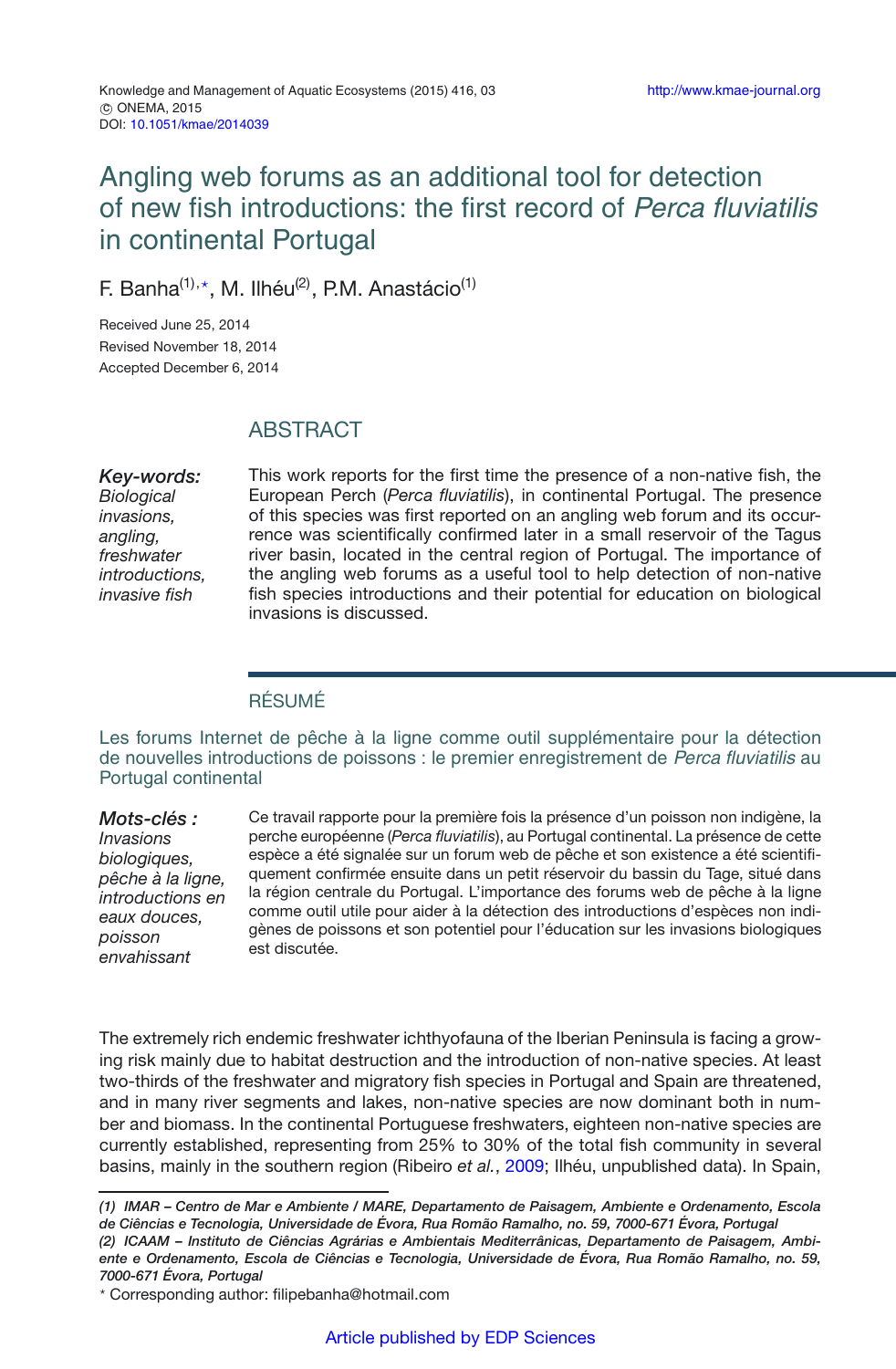# Angling web forums as an additional tool for detection of new fish introductions: the first record of *Perca fluviatilis* in continental Portugal

F. Banha[(1),*], M. Ilhéu[(2)], P.M. Anastácio[(1)]

Received June 25, 2014
Revised November 18, 2014
Accepted December 6, 2014

## ABSTRACT

***Key-words:*** *Biological invasions, angling, freshwater introductions, invasive fish*

This work reports for the first time the presence of a non-native fish, the European Perch (*Perca fluviatilis*), in continental Portugal. The presence of this species was first reported on an angling web forum and its occurrence was scientifically confirmed later in a small reservoir of the Tagus river basin, located in the central region of Portugal. The importance of the angling web forums as a useful tool to help detection of non-native fish species introductions and their potential for education on biological invasions is discussed.

## RÉSUMÉ

### Les forums Internet de pêche à la ligne comme outil supplémentaire pour la détection de nouvelles introductions de poissons : le premier enregistrement de *Perca fluviatilis* au Portugal continental

***Mots-clés :*** *Invasions biologiques, pêche à la ligne, introductions en eaux douces, poisson envahissant*

Ce travail rapporte pour la première fois la présence d'un poisson non indigène, la perche européenne (*Perca fluviatilis*), au Portugal continental. La présence de cette espèce a été signalée sur un forum web de pêche et son existence a été scientifiquement confirmée ensuite dans un petit réservoir du bassin du Tage, situé dans la région centrale du Portugal. L'importance des forums web de pêche à la ligne comme outil utile pour aider à la détection des introductions d'espèces non indigènes de poissons et son potentiel pour l'éducation sur les invasions biologiques est discutée.

The extremely rich endemic freshwater ichthyofauna of the Iberian Peninsula is facing a growing risk mainly due to habitat destruction and the introduction of non-native species. At least two-thirds of the freshwater and migratory fish species in Portugal and Spain are threatened, and in many river segments and lakes, non-native species are now dominant both in number and biomass. In the continental Portuguese freshwaters, eighteen non-native species are currently established, representing from 25% to 30% of the total fish community in several basins, mainly in the southern region (Ribeiro *et al.*, 2009; Ilhéu, unpublished data). In Spain,

---

*(1) IMAR – Centro de Mar e Ambiente / MARE, Departamento de Paisagem, Ambiente e Ordenamento, Escola de Ciências e Tecnologia, Universidade de Évora, Rua Romão Ramalho, no. 59, 7000-671 Évora, Portugal*
*(2) ICAAM – Instituto de Ciências Agrárias e Ambientais Mediterrânicas, Departamento de Paisagem, Ambiente e Ordenamento, Escola de Ciências e Tecnologia, Universidade de Évora, Rua Romão Ramalho, no. 59, 7000-671 Évora, Portugal*
* Corresponding author: filipebanha@hotmail.com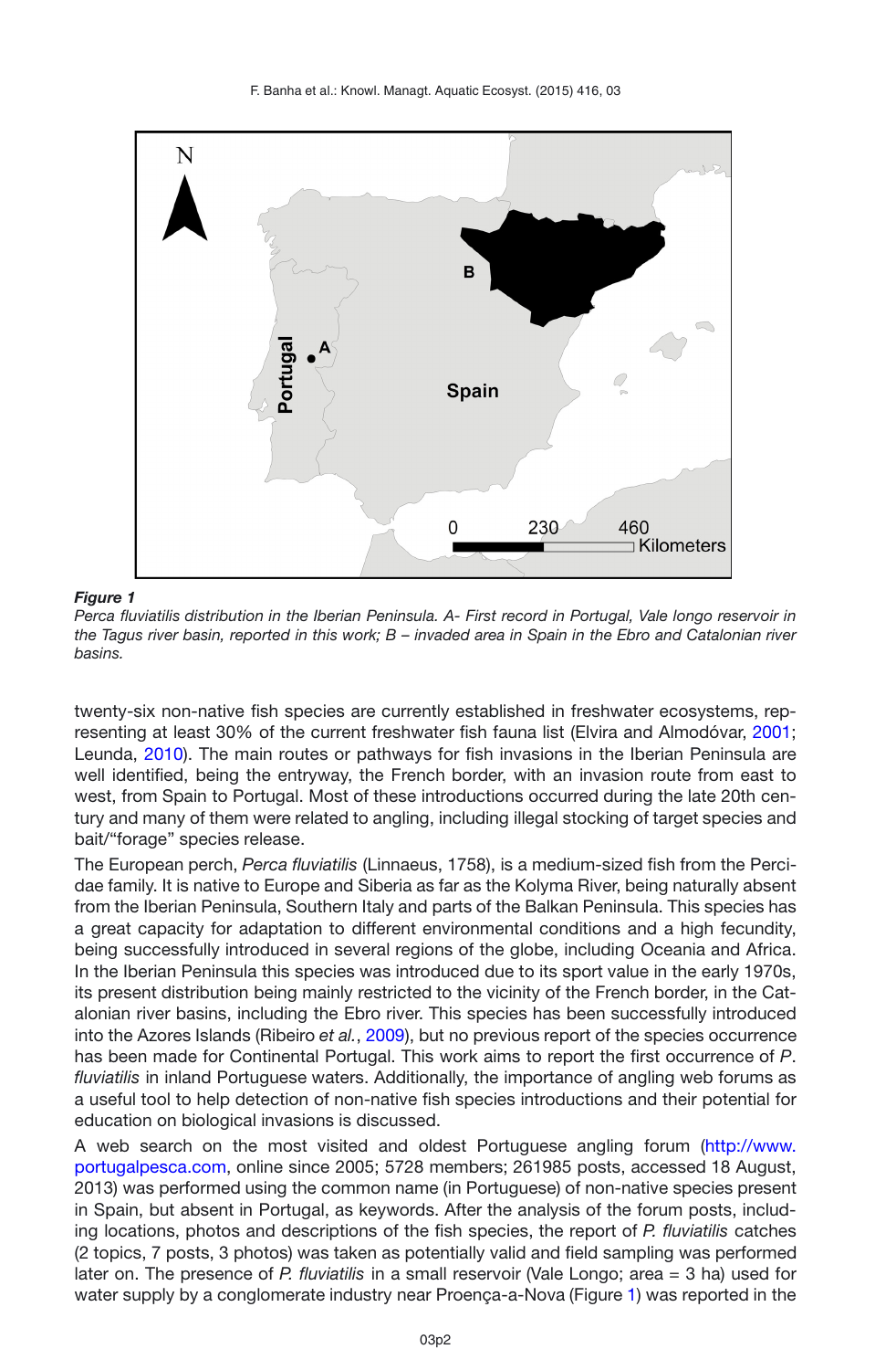*Figure 1*

*Perca fluviatilis distribution in the Iberian Peninsula. A- First record in Portugal, Vale longo reservoir in the Tagus river basin, reported in this work; B – invaded area in Spain in the Ebro and Catalonian river basins.*

twenty-six non-native fish species are currently established in freshwater ecosystems, representing at least 30% of the current freshwater fish fauna list (Elvira and Almodóvar, 2001; Leunda, 2010). The main routes or pathways for fish invasions in the Iberian Peninsula are well identified, being the entryway, the French border, with an invasion route from east to west, from Spain to Portugal. Most of these introductions occurred during the late 20th century and many of them were related to angling, including illegal stocking of target species and bait/"forage" species release.

The European perch, *Perca fluviatilis* (Linnaeus, 1758), is a medium-sized fish from the Percidae family. It is native to Europe and Siberia as far as the Kolyma River, being naturally absent from the Iberian Peninsula, Southern Italy and parts of the Balkan Peninsula. This species has a great capacity for adaptation to different environmental conditions and a high fecundity, being successfully introduced in several regions of the globe, including Oceania and Africa. In the Iberian Peninsula this species was introduced due to its sport value in the early 1970s, its present distribution being mainly restricted to the vicinity of the French border, in the Catalonian river basins, including the Ebro river. This species has been successfully introduced into the Azores Islands (Ribeiro *et al.*, 2009), but no previous report of the species occurrence has been made for Continental Portugal. This work aims to report the first occurrence of *P. fluviatilis* in inland Portuguese waters. Additionally, the importance of angling web forums as a useful tool to help detection of non-native fish species introductions and their potential for education on biological invasions is discussed.

A web search on the most visited and oldest Portuguese angling forum (http://www.portugalpesca.com, online since 2005; 5728 members; 261985 posts, accessed 18 August, 2013) was performed using the common name (in Portuguese) of non-native species present in Spain, but absent in Portugal, as keywords. After the analysis of the forum posts, including locations, photos and descriptions of the fish species, the report of *P. fluviatilis* catches (2 topics, 7 posts, 3 photos) was taken as potentially valid and field sampling was performed later on. The presence of *P. fluviatilis* in a small reservoir (Vale Longo; area = 3 ha) used for water supply by a conglomerate industry near Proença-a-Nova (Figure 1) was reported in the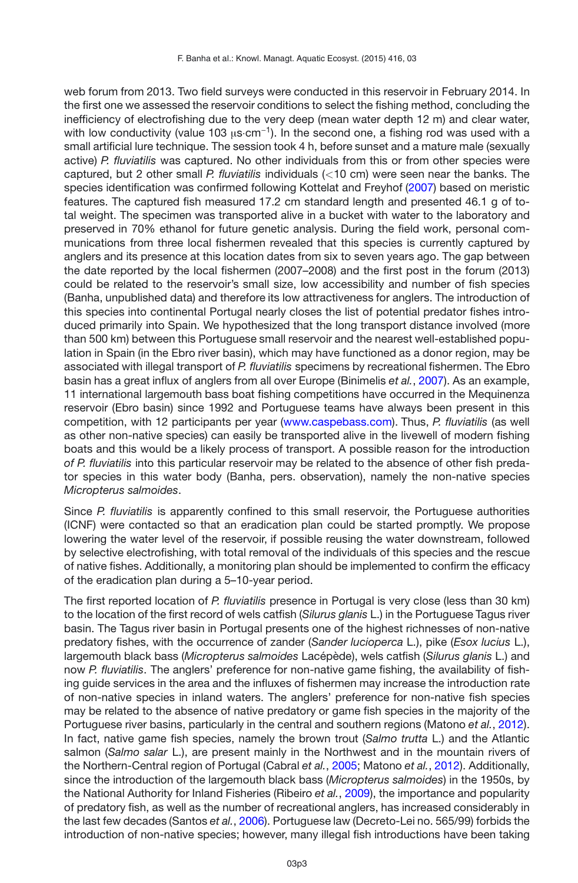web forum from 2013. Two field surveys were conducted in this reservoir in February 2014. In the first one we assessed the reservoir conditions to select the fishing method, concluding the inefficiency of electrofishing due to the very deep (mean water depth 12 m) and clear water, with low conductivity (value 103 $\mu s \cdot cm^{-1}$). In the second one, a fishing rod was used with a small artificial lure technique. The session took 4 h, before sunset and a mature male (sexually active) *P. fluviatilis* was captured. No other individuals from this or from other species were captured, but 2 other small *P. fluviatilis* individuals (<10 cm) were seen near the banks. The species identification was confirmed following Kottelat and Freyhof (2007) based on meristic features. The captured fish measured 17.2 cm standard length and presented 46.1 g of total weight. The specimen was transported alive in a bucket with water to the laboratory and preserved in 70% ethanol for future genetic analysis. During the field work, personal communications from three local fishermen revealed that this species is currently captured by anglers and its presence at this location dates from six to seven years ago. The gap between the date reported by the local fishermen (2007–2008) and the first post in the forum (2013) could be related to the reservoir's small size, low accessibility and number of fish species (Banha, unpublished data) and therefore its low attractiveness for anglers. The introduction of this species into continental Portugal nearly closes the list of potential predator fishes introduced primarily into Spain. We hypothesized that the long transport distance involved (more than 500 km) between this Portuguese small reservoir and the nearest well-established population in Spain (in the Ebro river basin), which may have functioned as a donor region, may be associated with illegal transport of *P. fluviatilis* specimens by recreational fishermen. The Ebro basin has a great influx of anglers from all over Europe (Binimelis *et al.*, 2007). As an example, 11 international largemouth bass boat fishing competitions have occurred in the Mequinenza reservoir (Ebro basin) since 1992 and Portuguese teams have always been present in this competition, with 12 participants per year (www.caspebass.com). Thus, *P. fluviatilis* (as well as other non-native species) can easily be transported alive in the livewell of modern fishing boats and this would be a likely process of transport. A possible reason for the introduction *of P. fluviatilis* into this particular reservoir may be related to the absence of other fish predator species in this water body (Banha, pers. observation), namely the non-native species *Micropterus salmoides*.

Since *P. fluviatilis* is apparently confined to this small reservoir, the Portuguese authorities (ICNF) were contacted so that an eradication plan could be started promptly. We propose lowering the water level of the reservoir, if possible reusing the water downstream, followed by selective electrofishing, with total removal of the individuals of this species and the rescue of native fishes. Additionally, a monitoring plan should be implemented to confirm the efficacy of the eradication plan during a 5–10-year period.

The first reported location of *P. fluviatilis* presence in Portugal is very close (less than 30 km) to the location of the first record of wels catfish (*Silurus glanis* L.) in the Portuguese Tagus river basin. The Tagus river basin in Portugal presents one of the highest richnesses of non-native predatory fishes, with the occurrence of zander (*Sander lucioperca* L.), pike (*Esox lucius* L.), largemouth black bass (*Micropterus salmoides* Lacépède), wels catfish (*Silurus glanis* L.) and now *P. fluviatilis*. The anglers' preference for non-native game fishing, the availability of fishing guide services in the area and the influxes of fishermen may increase the introduction rate of non-native species in inland waters. The anglers' preference for non-native fish species may be related to the absence of native predatory or game fish species in the majority of the Portuguese river basins, particularly in the central and southern regions (Matono *et al.*, 2012). In fact, native game fish species, namely the brown trout (*Salmo trutta* L.) and the Atlantic salmon (*Salmo salar* L.), are present mainly in the Northwest and in the mountain rivers of the Northern-Central region of Portugal (Cabral *et al.*, 2005; Matono *et al.*, 2012). Additionally, since the introduction of the largemouth black bass (*Micropterus salmoides*) in the 1950s, by the National Authority for Inland Fisheries (Ribeiro *et al.*, 2009), the importance and popularity of predatory fish, as well as the number of recreational anglers, has increased considerably in the last few decades (Santos *et al.*, 2006). Portuguese law (Decreto-Lei no. 565/99) forbids the introduction of non-native species; however, many illegal fish introductions have been taking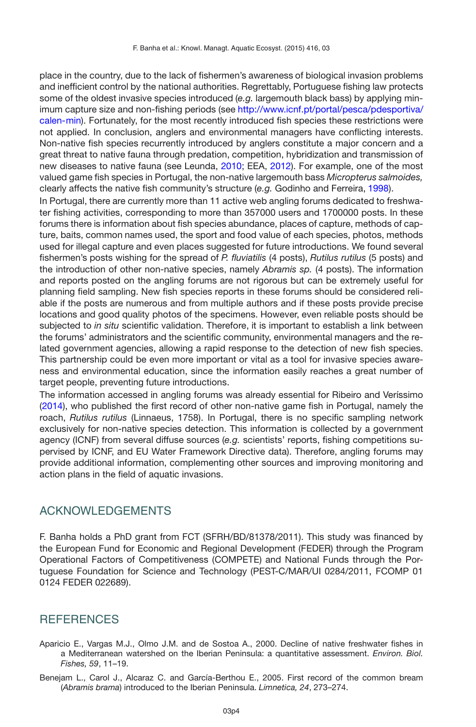place in the country, due to the lack of fishermen's awareness of biological invasion problems and inefficient control by the national authorities. Regrettably, Portuguese fishing law protects some of the oldest invasive species introduced (*e.g.* largemouth black bass) by applying minimum capture size and non-fishing periods (see http://www.icnf.pt/portal/pesca/pdesportiva/calen-min). Fortunately, for the most recently introduced fish species these restrictions were not applied. In conclusion, anglers and environmental managers have conflicting interests. Non-native fish species recurrently introduced by anglers constitute a major concern and a great threat to native fauna through predation, competition, hybridization and transmission of new diseases to native fauna (see Leunda, 2010; EEA, 2012). For example, one of the most valued game fish species in Portugal, the non-native largemouth bass *Micropterus salmoides,* clearly affects the native fish community's structure (*e.g.* Godinho and Ferreira, 1998).

In Portugal, there are currently more than 11 active web angling forums dedicated to freshwater fishing activities, corresponding to more than 357000 users and 1700000 posts. In these forums there is information about fish species abundance, places of capture, methods of capture, baits, common names used, the sport and food value of each species, photos, methods used for illegal capture and even places suggested for future introductions. We found several fishermen's posts wishing for the spread of *P. fluviatilis* (4 posts), *Rutilus rutilus* (5 posts) and the introduction of other non-native species, namely *Abramis sp.* (4 posts). The information and reports posted on the angling forums are not rigorous but can be extremely useful for planning field sampling. New fish species reports in these forums should be considered reliable if the posts are numerous and from multiple authors and if these posts provide precise locations and good quality photos of the specimens. However, even reliable posts should be subjected to *in situ* scientific validation. Therefore, it is important to establish a link between the forums' administrators and the scientific community, environmental managers and the related government agencies, allowing a rapid response to the detection of new fish species. This partnership could be even more important or vital as a tool for invasive species awareness and environmental education, since the information easily reaches a great number of target people, preventing future introductions.

The information accessed in angling forums was already essential for Ribeiro and Veríssimo (2014), who published the first record of other non-native game fish in Portugal, namely the roach, *Rutilus rutilus* (Linnaeus, 1758). In Portugal, there is no specific sampling network exclusively for non-native species detection. This information is collected by a government agency (ICNF) from several diffuse sources (*e.g.* scientists' reports, fishing competitions supervised by ICNF, and EU Water Framework Directive data). Therefore, angling forums may provide additional information, complementing other sources and improving monitoring and action plans in the field of aquatic invasions.

## ACKNOWLEDGEMENTS

F. Banha holds a PhD grant from FCT (SFRH/BD/81378/2011). This study was financed by the European Fund for Economic and Regional Development (FEDER) through the Program Operational Factors of Competitiveness (COMPETE) and National Funds through the Portuguese Foundation for Science and Technology (PEST-C/MAR/UI 0284/2011, FCOMP 01 0124 FEDER 022689).

## REFERENCES

Aparicio E., Vargas M.J., Olmo J.M. and de Sostoa A., 2000. Decline of native freshwater fishes in a Mediterranean watershed on the Iberian Peninsula: a quantitative assessment. *Environ. Biol. Fishes, 59*, 11–19.

Benejam L., Carol J., Alcaraz C. and García-Berthou E., 2005. First record of the common bream (*Abramis brama*) introduced to the Iberian Peninsula. *Limnetica, 24*, 273–274.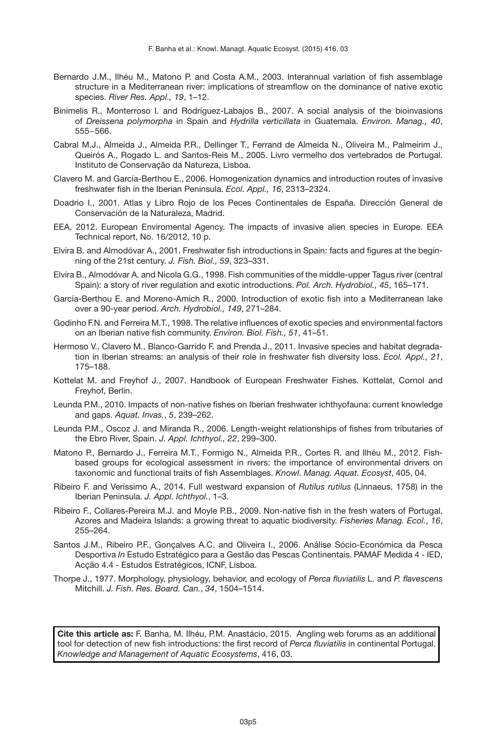Bernardo J.M., Ilhéu M., Matono P. and Costa A.M., 2003. Interannual variation of fish assemblage structure in a Mediterranean river: implications of streamflow on the dominance of native exotic species. *River Res. Appl., 19*, 1–12.

Binimelis R., Monterroso I. and Rodríguez-Labajos B., 2007. A social analysis of the bioinvasions of *Dreissena polymorpha* in Spain and *Hydrilla verticillata* in Guatemala. *Environ. Manag., 40*, 555–566.

Cabral M.J., Almeida J., Almeida P.R., Dellinger T., Ferrand de Almeida N., Oliveira M., Palmeirim J., Queirós A., Rogado L. and Santos-Reis M., 2005. Livro vermelho dos vertebrados de Portugal. Instituto de Conservação da Natureza, Lisboa.

Clavero M. and García-Berthou E., 2006. Homogenization dynamics and introduction routes of invasive freshwater fish in the Iberian Peninsula. *Ecol. Appl., 16*, 2313–2324.

Doadrio I., 2001. Atlas y Libro Rojo de los Peces Continentales de España. Dirección General de Conservación de la Naturaleza, Madrid.

EEA, 2012. European Enviromental Agency. The impacts of invasive alien species in Europe. EEA Technical report, No. 16/2012, 10 p.

Elvira B. and Almodóvar A., 2001. Freshwater fish introductions in Spain: facts and figures at the beginning of the 21st century. *J. Fish. Biol., 59*, 323–331.

Elvira B., Almodóvar A. and Nicola G.G., 1998. Fish communities of the middle-upper Tagus river (central Spain): a story of river regulation and exotic introductions. *Pol. Arch. Hydrobiol., 45*, 165–171.

García-Berthou E. and Moreno-Amich R., 2000. Introduction of exotic fish into a Mediterranean lake over a 90-year period. *Arch. Hydrobiol., 149*, 271–284.

Godinho F.N. and Ferreira M.T., 1998. The relative influences of exotic species and environmental factors on an Iberian native fish community. *Environ. Biol. Fish., 51*, 41–51.

Hermoso V., Clavero M., Blanco-Garrido F. and Prenda J., 2011. Invasive species and habitat degradation in Iberian streams: an analysis of their role in freshwater fish diversity loss. *Ecol. Appl., 21*, 175–188.

Kottelat M. and Freyhof J., 2007. Handbook of European Freshwater Fishes. Kottelat, Cornol and Freyhof, Berlin.

Leunda P.M., 2010. Impacts of non-native fishes on Iberian freshwater ichthyofauna: current knowledge and gaps. *Aquat. Invas.*, *5*, 239–262.

Leunda P.M., Oscoz J. and Miranda R., 2006. Length-weight relationships of fishes from tributaries of the Ebro River, Spain. *J. Appl. Ichthyol., 22*, 299–300.

Matono P., Bernardo J., Ferreira M.T., Formigo N., Almeida P.R., Cortes R. and Ilhéu M., 2012. Fish-based groups for ecological assessment in rivers: the importance of environmental drivers on taxonomic and functional traits of fish Assemblages. *Knowl. Manag. Aquat. Ecosyst*, 405, 04.

Ribeiro F. and Veríssimo A., 2014. Full westward expansion of *Rutilus rutilus* (Linnaeus, 1758) in the Iberian Peninsula. *J. Appl. Ichthyol.*, 1–3.

Ribeiro F., Collares-Pereira M.J. and Moyle P.B., 2009. Non-native fish in the fresh waters of Portugal, Azores and Madeira Islands: a growing threat to aquatic biodiversity. *Fisheries Manag. Ecol.*, *16*, 255–264.

Santos J.M., Ribeiro P.F., Gonçalves A.C. and Oliveira I., 2006. Análise Sócio-Económica da Pesca Desportiva *In* Estudo Estratégico para a Gestão das Pescas Continentais. PAMAF Medida 4 - IED, Acção 4.4 - Estudos Estratégicos, ICNF, Lisboa.

Thorpe J., 1977. Morphology, physiology, behavior, and ecology of *Perca fluviatilis* L. and *P. flavescens* Mitchill. *J. Fish. Res. Board. Can.*, *34*, 1504–1514.

**Cite this article as:** F. Banha, M. Ilhéu, P.M. Anastácio, 2015. Angling web forums as an additional tool for detection of new fish introductions: the first record of *Perca fluviatilis* in continental Portugal. *Knowledge and Management of Aquatic Ecosystems*, 416, 03.